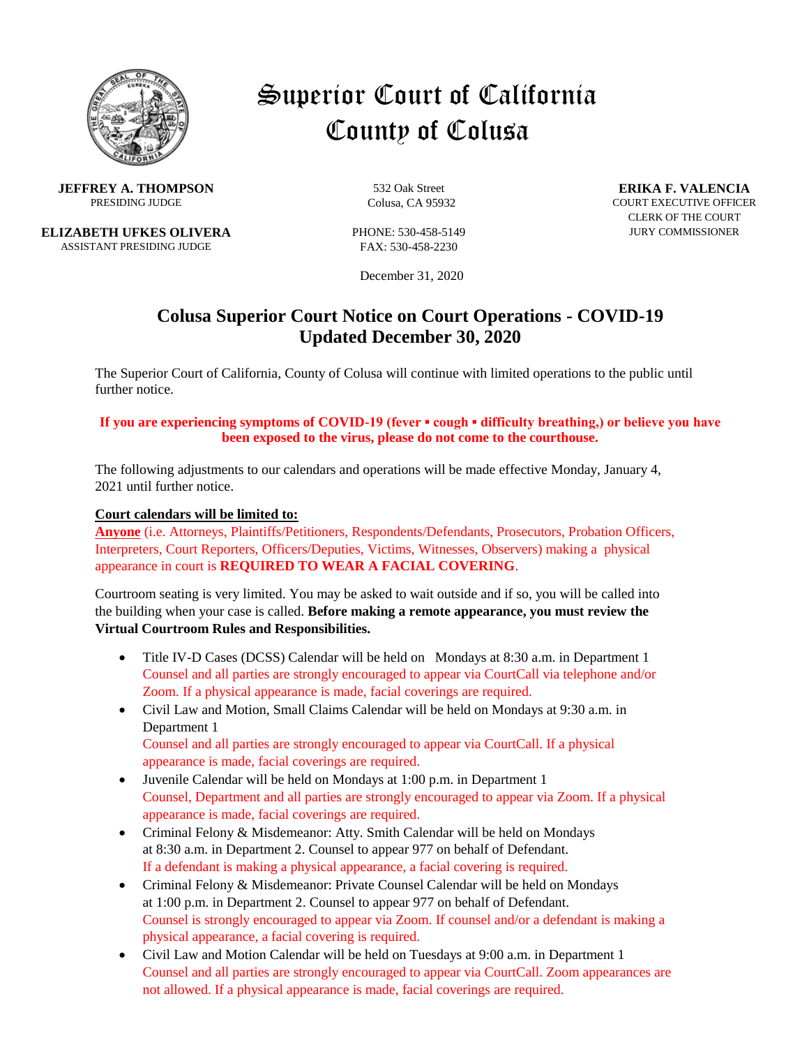# Superior Court of California
# County of Colusa

**JEFFREY A. THOMPSON**
PRESIDING JUDGE

**ELIZABETH UFKES OLIVERA**
ASSISTANT PRESIDING JUDGE

532 Oak Street
Colusa, CA 95932

PHONE: 530-458-5149
FAX: 530-458-2230

**ERIKA F. VALENCIA**
COURT EXECUTIVE OFFICER
CLERK OF THE COURT
JURY COMMISSIONER

December 31, 2020

## Colusa Superior Court Notice on Court Operations - COVID-19
## Updated December 30, 2020

The Superior Court of California, County of Colusa will continue with limited operations to the public until further notice.

**If you are experiencing symptoms of COVID-19 (fever ▪ cough ▪ difficulty breathing,) or believe you have been exposed to the virus, please do not come to the courthouse.**

The following adjustments to our calendars and operations will be made effective Monday, January 4, 2021 until further notice.

**Court calendars will be limited to:**

**Anyone** (i.e. Attorneys, Plaintiffs/Petitioners, Respondents/Defendants, Prosecutors, Probation Officers, Interpreters, Court Reporters, Officers/Deputies, Victims, Witnesses, Observers) making a physical appearance in court is **REQUIRED TO WEAR A FACIAL COVERING**.

Courtroom seating is very limited. You may be asked to wait outside and if so, you will be called into the building when your case is called. **Before making a remote appearance, you must review the Virtual Courtroom Rules and Responsibilities.**

- Title IV-D Cases (DCSS) Calendar will be held on Mondays at 8:30 a.m. in Department 1
  Counsel and all parties are strongly encouraged to appear via CourtCall via telephone and/or Zoom. If a physical appearance is made, facial coverings are required.
- Civil Law and Motion, Small Claims Calendar will be held on Mondays at 9:30 a.m. in Department 1
  Counsel and all parties are strongly encouraged to appear via CourtCall. If a physical appearance is made, facial coverings are required.
- Juvenile Calendar will be held on Mondays at 1:00 p.m. in Department 1
  Counsel, Department and all parties are strongly encouraged to appear via Zoom. If a physical appearance is made, facial coverings are required.
- Criminal Felony & Misdemeanor: Atty. Smith Calendar will be held on Mondays at 8:30 a.m. in Department 2. Counsel to appear 977 on behalf of Defendant.
  If a defendant is making a physical appearance, a facial covering is required.
- Criminal Felony & Misdemeanor: Private Counsel Calendar will be held on Mondays at 1:00 p.m. in Department 2. Counsel to appear 977 on behalf of Defendant.
  Counsel is strongly encouraged to appear via Zoom. If counsel and/or a defendant is making a physical appearance, a facial covering is required.
- Civil Law and Motion Calendar will be held on Tuesdays at 9:00 a.m. in Department 1
  Counsel and all parties are strongly encouraged to appear via CourtCall. Zoom appearances are not allowed. If a physical appearance is made, facial coverings are required.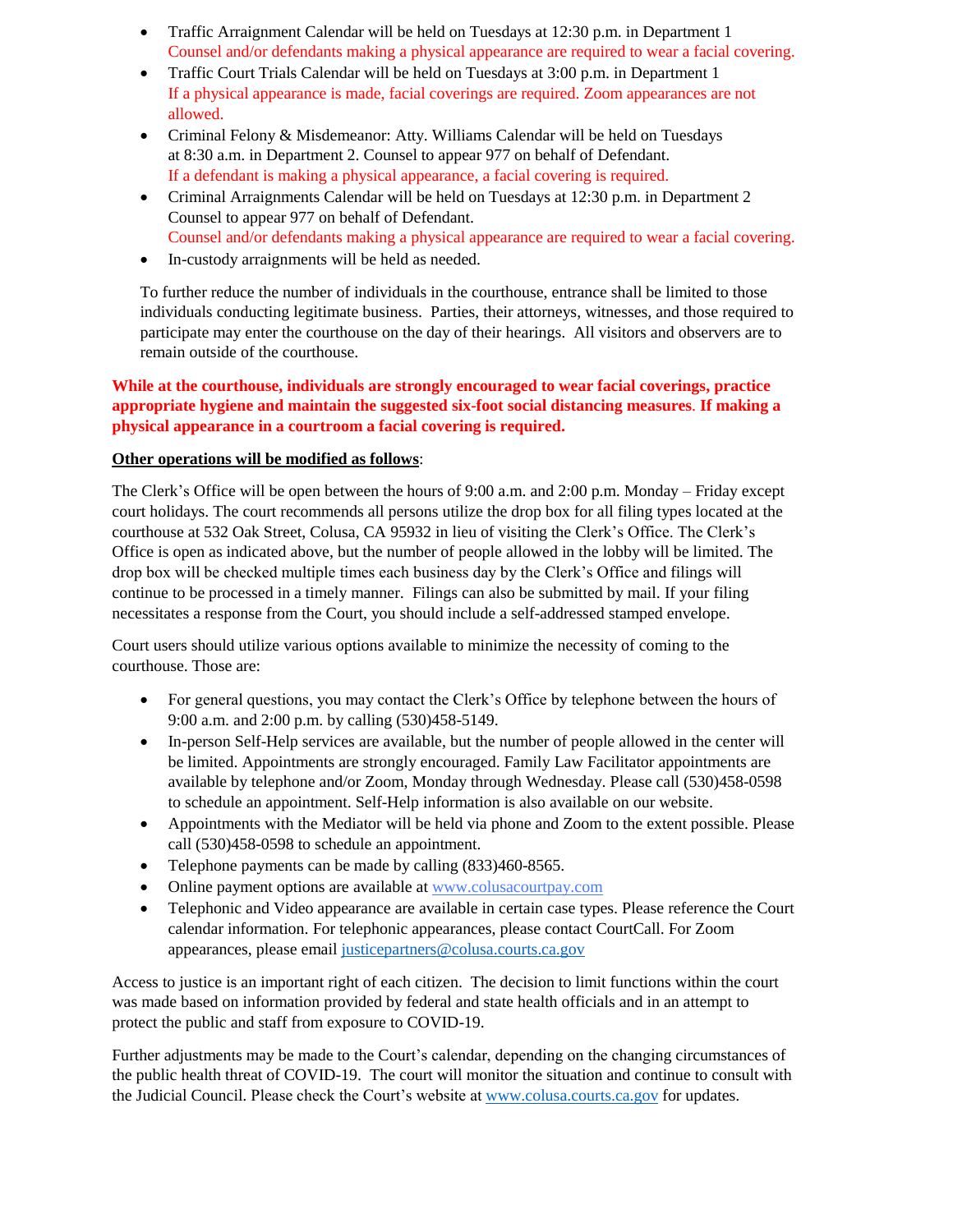- Traffic Arraignment Calendar will be held on Tuesdays at 12:30 p.m. in Department 1
  Counsel and/or defendants making a physical appearance are required to wear a facial covering.
- Traffic Court Trials Calendar will be held on Tuesdays at 3:00 p.m. in Department 1
  If a physical appearance is made, facial coverings are required. Zoom appearances are not allowed.
- Criminal Felony & Misdemeanor: Atty. Williams Calendar will be held on Tuesdays at 8:30 a.m. in Department 2. Counsel to appear 977 on behalf of Defendant.
  If a defendant is making a physical appearance, a facial covering is required.
- Criminal Arraignments Calendar will be held on Tuesdays at 12:30 p.m. in Department 2 Counsel to appear 977 on behalf of Defendant.
  Counsel and/or defendants making a physical appearance are required to wear a facial covering.
- In-custody arraignments will be held as needed.

To further reduce the number of individuals in the courthouse, entrance shall be limited to those individuals conducting legitimate business. Parties, their attorneys, witnesses, and those required to participate may enter the courthouse on the day of their hearings. All visitors and observers are to remain outside of the courthouse.

**While at the courthouse, individuals are strongly encouraged to wear facial coverings, practice appropriate hygiene and maintain the suggested six-foot social distancing measures. If making a physical appearance in a courtroom a facial covering is required.**

**Other operations will be modified as follows**:

The Clerk's Office will be open between the hours of 9:00 a.m. and 2:00 p.m. Monday – Friday except court holidays. The court recommends all persons utilize the drop box for all filing types located at the courthouse at 532 Oak Street, Colusa, CA 95932 in lieu of visiting the Clerk's Office. The Clerk's Office is open as indicated above, but the number of people allowed in the lobby will be limited. The drop box will be checked multiple times each business day by the Clerk's Office and filings will continue to be processed in a timely manner. Filings can also be submitted by mail. If your filing necessitates a response from the Court, you should include a self-addressed stamped envelope.

Court users should utilize various options available to minimize the necessity of coming to the courthouse. Those are:

- For general questions, you may contact the Clerk's Office by telephone between the hours of 9:00 a.m. and 2:00 p.m. by calling (530)458-5149.
- In-person Self-Help services are available, but the number of people allowed in the center will be limited. Appointments are strongly encouraged. Family Law Facilitator appointments are available by telephone and/or Zoom, Monday through Wednesday. Please call (530)458-0598 to schedule an appointment. Self-Help information is also available on our website.
- Appointments with the Mediator will be held via phone and Zoom to the extent possible. Please call (530)458-0598 to schedule an appointment.
- Telephone payments can be made by calling (833)460-8565.
- Online payment options are available at www.colusacourtpay.com
- Telephonic and Video appearance are available in certain case types. Please reference the Court calendar information. For telephonic appearances, please contact CourtCall. For Zoom appearances, please email justicepartners@colusa.courts.ca.gov

Access to justice is an important right of each citizen. The decision to limit functions within the court was made based on information provided by federal and state health officials and in an attempt to protect the public and staff from exposure to COVID-19.

Further adjustments may be made to the Court's calendar, depending on the changing circumstances of the public health threat of COVID-19. The court will monitor the situation and continue to consult with the Judicial Council. Please check the Court's website at www.colusa.courts.ca.gov for updates.